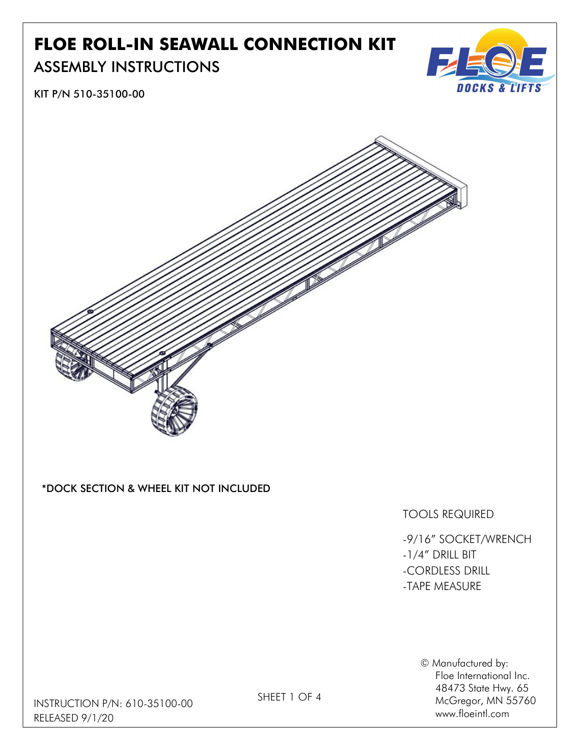# FLOE ROLL-IN SEAWALL CONNECTION KIT

## ASSEMBLY INSTRUCTIONS

KIT P/N 510-35100-00

*DOCK SECTION & WHEEL KIT NOT INCLUDED

TOOLS REQUIRED

- -9/16" SOCKET/WRENCH
- -1/4" DRILL BIT
- -CORDLESS DRILL
- -TAPE MEASURE

© Manufactured by:
Floe International Inc.
48473 State Hwy. 65
McGregor, MN 55760
www.floeintl.com

INSTRUCTION P/N: 610-35100-00
RELEASED 9/1/20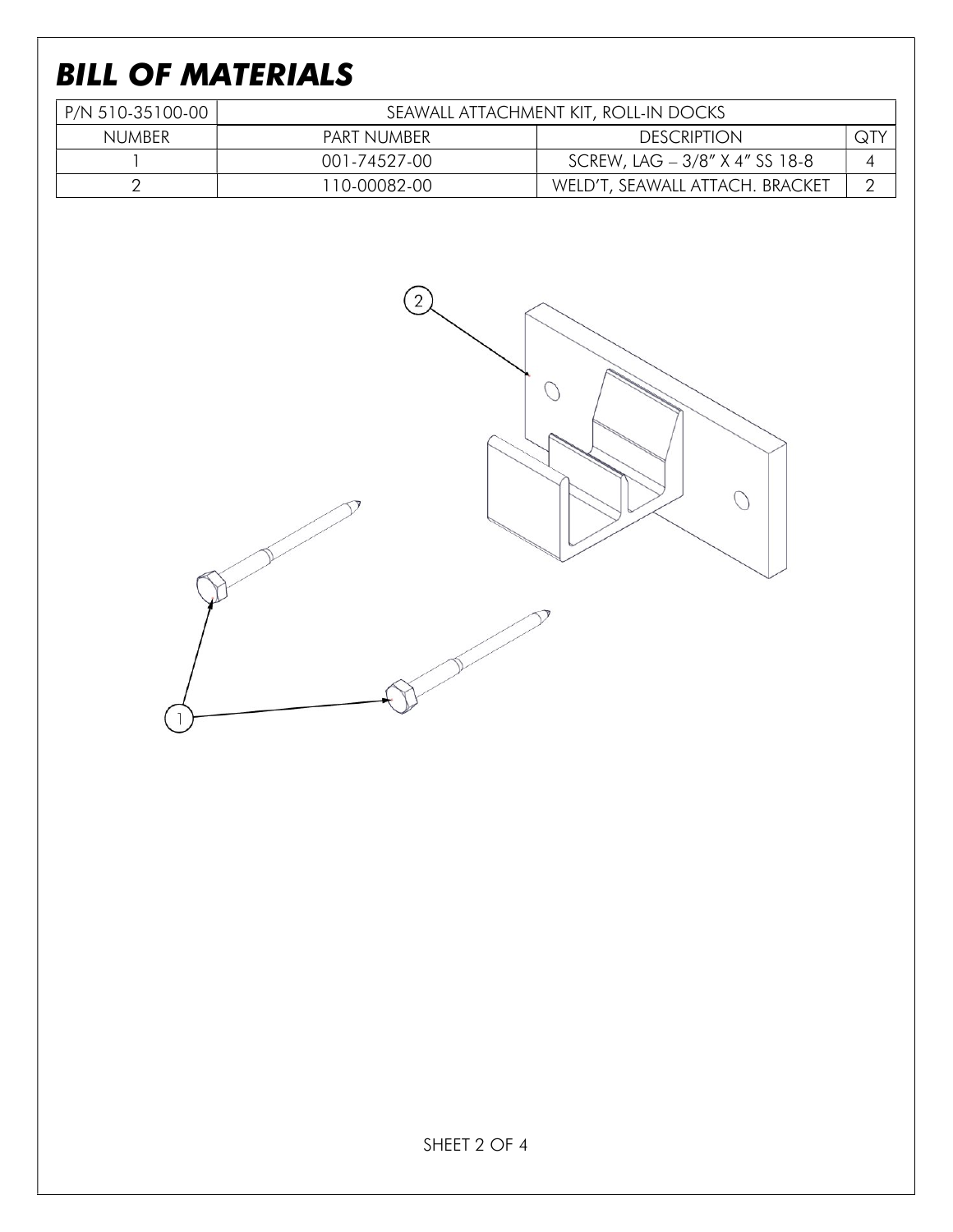# *BILL OF MATERIALS*

| P/N 510-35100-00 | SEAWALL ATTACHMENT KIT, ROLL-IN DOCKS | | |
|---|---|---|---|
| NUMBER | PART NUMBER | DESCRIPTION | QTY |
| 1 | 001-74527-00 | SCREW, LAG – 3/8″ X 4″ SS 18-8 | 4 |
| 2 | 110-00082-00 | WELD'T, SEAWALL ATTACH. BRACKET | 2 |

2

1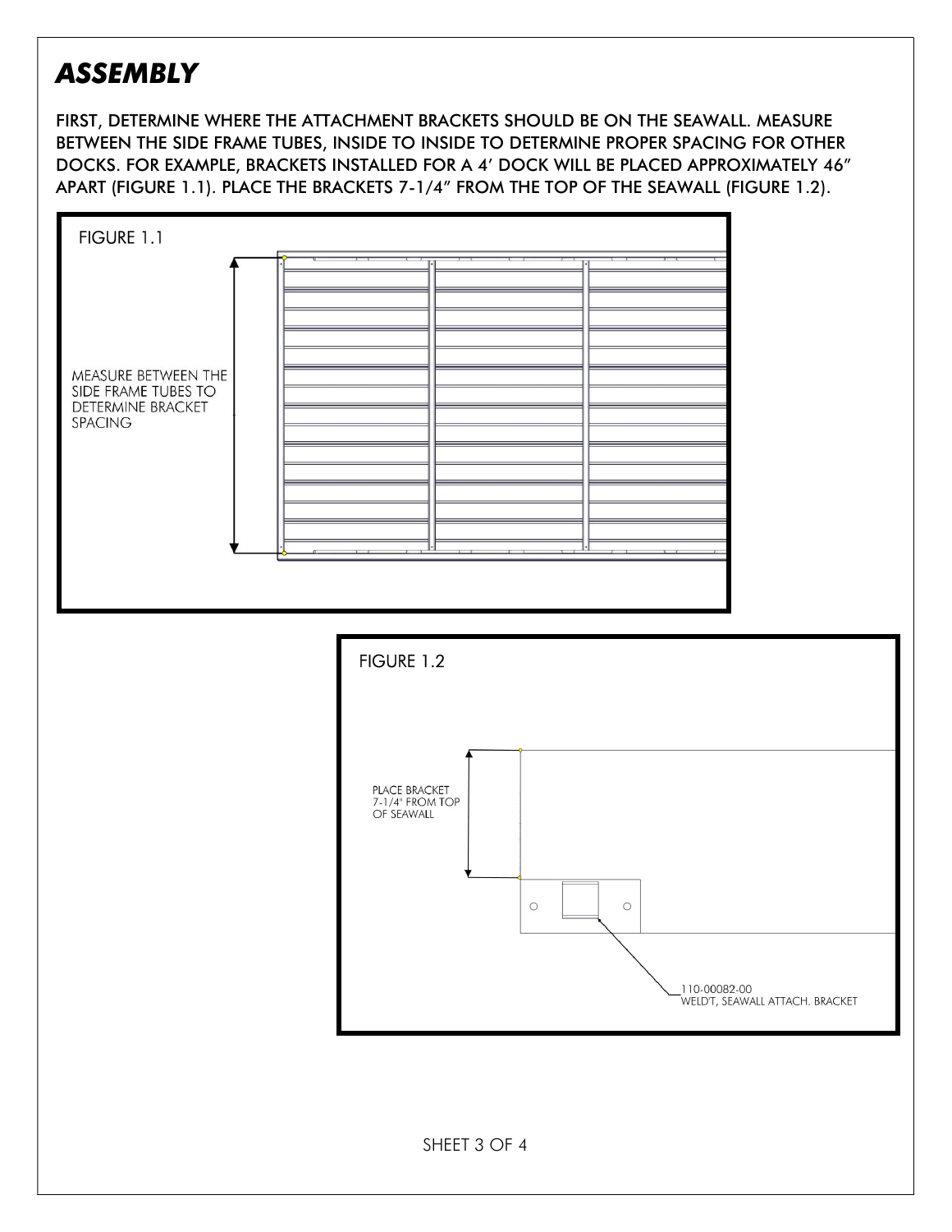# ***ASSEMBLY***

FIRST, DETERMINE WHERE THE ATTACHMENT BRACKETS SHOULD BE ON THE SEAWALL. MEASURE BETWEEN THE SIDE FRAME TUBES, INSIDE TO INSIDE TO DETERMINE PROPER SPACING FOR OTHER DOCKS. FOR EXAMPLE, BRACKETS INSTALLED FOR A 4' DOCK WILL BE PLACED APPROXIMATELY 46" APART (FIGURE 1.1). PLACE THE BRACKETS 7-1/4" FROM THE TOP OF THE SEAWALL (FIGURE 1.2).

FIGURE 1.1

MEASURE BETWEEN THE SIDE FRAME TUBES TO DETERMINE BRACKET SPACING

FIGURE 1.2

PLACE BRACKET 7-1/4" FROM TOP OF SEAWALL

110-00082-00
WELD'T, SEAWALL ATTACH. BRACKET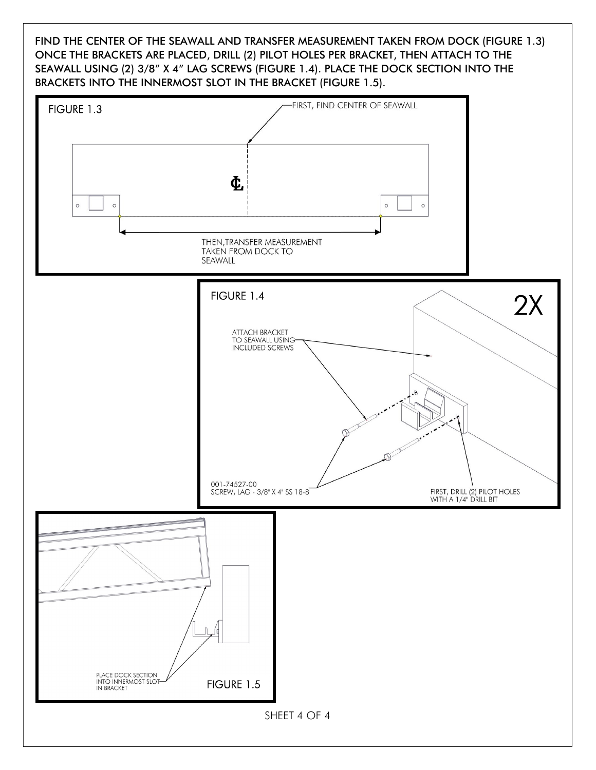FIND THE CENTER OF THE SEAWALL AND TRANSFER MEASUREMENT TAKEN FROM DOCK (FIGURE 1.3) ONCE THE BRACKETS ARE PLACED, DRILL (2) PILOT HOLES PER BRACKET, THEN ATTACH TO THE SEAWALL USING (2) 3/8" X 4" LAG SCREWS (FIGURE 1.4). PLACE THE DOCK SECTION INTO THE BRACKETS INTO THE INNERMOST SLOT IN THE BRACKET (FIGURE 1.5).

FIGURE 1.3

FIRST, FIND CENTER OF SEAWALL

℄

THEN, TRANSFER MEASUREMENT TAKEN FROM DOCK TO SEAWALL

FIGURE 1.4

2X

ATTACH BRACKET TO SEAWALL USING INCLUDED SCREWS

001-74527-00
SCREW, LAG - 3/8" X 4" SS 18-8

FIRST, DRILL (2) PILOT HOLES WITH A 1/4" DRILL BIT

PLACE DOCK SECTION INTO INNERMOST SLOT IN BRACKET

FIGURE 1.5